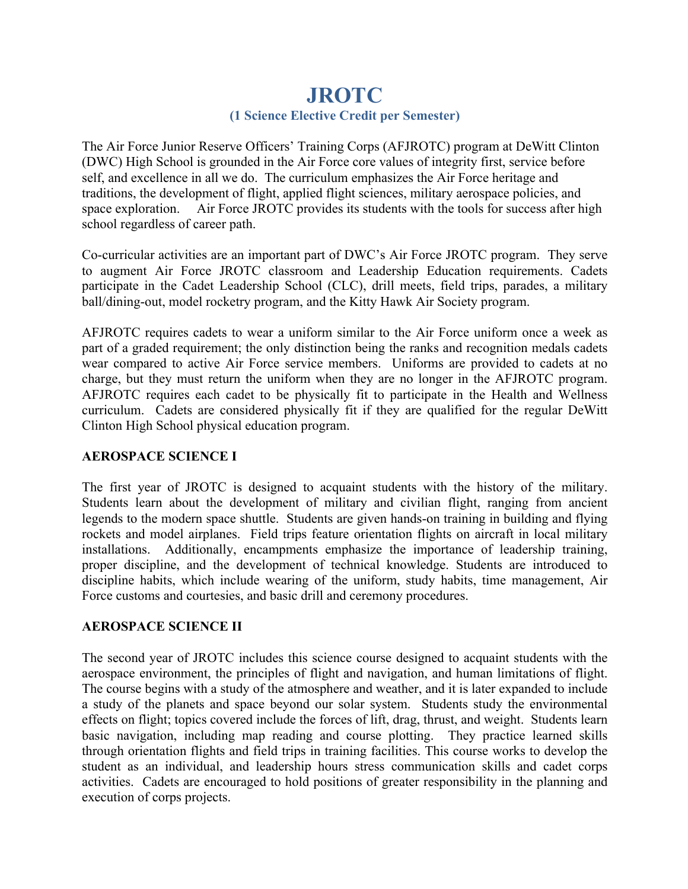# JROTC

## (1 Science Elective Credit per Semester)

The Air Force Junior Reserve Officers' Training Corps (AFJROTC) program at DeWitt Clinton (DWC) High School is grounded in the Air Force core values of integrity first, service before self, and excellence in all we do. The curriculum emphasizes the Air Force heritage and traditions, the development of flight, applied flight sciences, military aerospace policies, and space exploration. Air Force JROTC provides its students with the tools for success after high school regardless of career path.

Co-curricular activities are an important part of DWC's Air Force JROTC program. They serve to augment Air Force JROTC classroom and Leadership Education requirements. Cadets participate in the Cadet Leadership School (CLC), drill meets, field trips, parades, a military ball/dining-out, model rocketry program, and the Kitty Hawk Air Society program.

AFJROTC requires cadets to wear a uniform similar to the Air Force uniform once a week as part of a graded requirement; the only distinction being the ranks and recognition medals cadets wear compared to active Air Force service members. Uniforms are provided to cadets at no charge, but they must return the uniform when they are no longer in the AFJROTC program. AFJROTC requires each cadet to be physically fit to participate in the Health and Wellness curriculum. Cadets are considered physically fit if they are qualified for the regular DeWitt Clinton High School physical education program.

### AEROSPACE SCIENCE I

The first year of JROTC is designed to acquaint students with the history of the military. Students learn about the development of military and civilian flight, ranging from ancient legends to the modern space shuttle. Students are given hands-on training in building and flying rockets and model airplanes. Field trips feature orientation flights on aircraft in local military installations. Additionally, encampments emphasize the importance of leadership training, proper discipline, and the development of technical knowledge. Students are introduced to discipline habits, which include wearing of the uniform, study habits, time management, Air Force customs and courtesies, and basic drill and ceremony procedures.

### AEROSPACE SCIENCE II

The second year of JROTC includes this science course designed to acquaint students with the aerospace environment, the principles of flight and navigation, and human limitations of flight. The course begins with a study of the atmosphere and weather, and it is later expanded to include a study of the planets and space beyond our solar system. Students study the environmental effects on flight; topics covered include the forces of lift, drag, thrust, and weight. Students learn basic navigation, including map reading and course plotting. They practice learned skills through orientation flights and field trips in training facilities. This course works to develop the student as an individual, and leadership hours stress communication skills and cadet corps activities. Cadets are encouraged to hold positions of greater responsibility in the planning and execution of corps projects.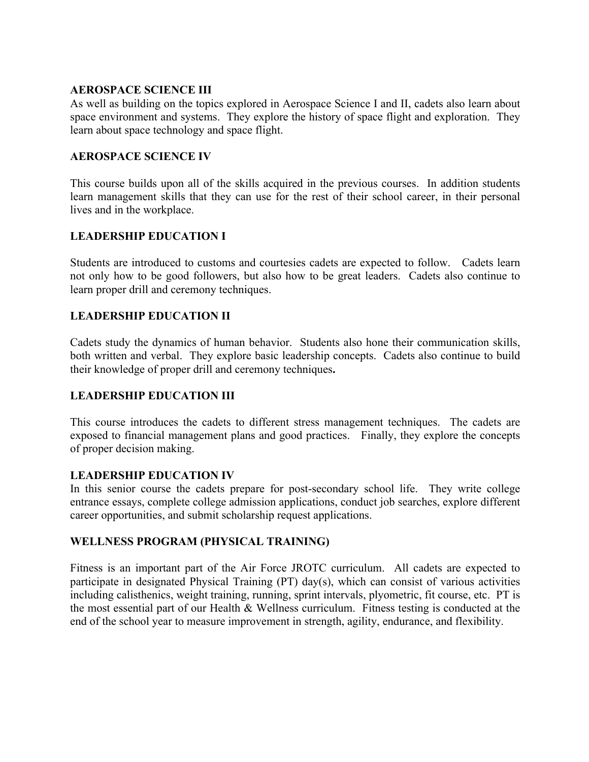## AEROSPACE SCIENCE III

As well as building on the topics explored in Aerospace Science I and II, cadets also learn about space environment and systems. They explore the history of space flight and exploration. They learn about space technology and space flight.

## AEROSPACE SCIENCE IV

This course builds upon all of the skills acquired in the previous courses. In addition students learn management skills that they can use for the rest of their school career, in their personal lives and in the workplace.

## LEADERSHIP EDUCATION I

Students are introduced to customs and courtesies cadets are expected to follow. Cadets learn not only how to be good followers, but also how to be great leaders. Cadets also continue to learn proper drill and ceremony techniques.

## LEADERSHIP EDUCATION II

Cadets study the dynamics of human behavior. Students also hone their communication skills, both written and verbal. They explore basic leadership concepts. Cadets also continue to build their knowledge of proper drill and ceremony techniques**.**

## LEADERSHIP EDUCATION III

This course introduces the cadets to different stress management techniques. The cadets are exposed to financial management plans and good practices. Finally, they explore the concepts of proper decision making.

## LEADERSHIP EDUCATION IV

In this senior course the cadets prepare for post-secondary school life. They write college entrance essays, complete college admission applications, conduct job searches, explore different career opportunities, and submit scholarship request applications.

## WELLNESS PROGRAM (PHYSICAL TRAINING)

Fitness is an important part of the Air Force JROTC curriculum. All cadets are expected to participate in designated Physical Training (PT) day(s), which can consist of various activities including calisthenics, weight training, running, sprint intervals, plyometric, fit course, etc. PT is the most essential part of our Health & Wellness curriculum. Fitness testing is conducted at the end of the school year to measure improvement in strength, agility, endurance, and flexibility.